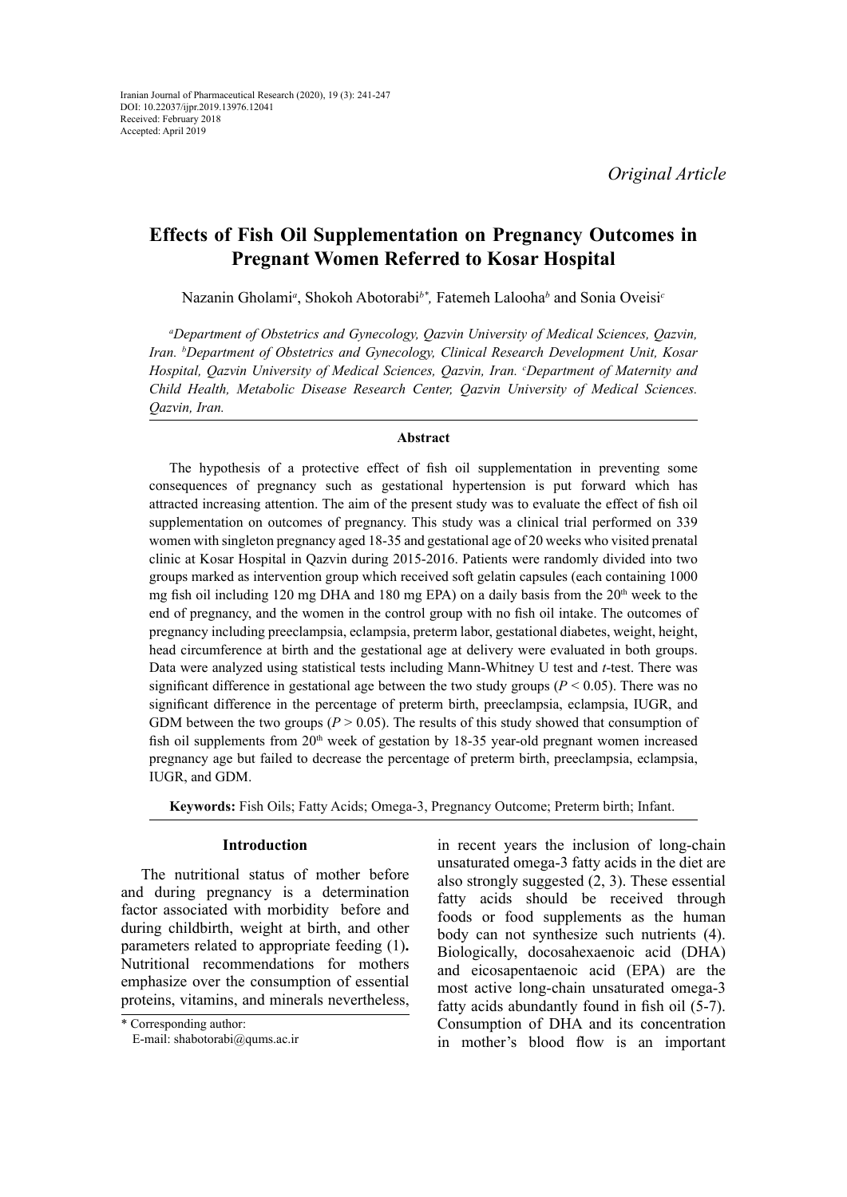Iranian Journal of Pharmaceutical Research (2020), 19 (3): 241-247
DOI: 10.22037/ijpr.2019.13976.12041
Received: February 2018
Accepted: April 2019

*Original Article*

# Effects of Fish Oil Supplementation on Pregnancy Outcomes in Pregnant Women Referred to Kosar Hospital

Nazanin Gholami[a], Shokoh Abotorabi[b*], Fatemeh Lalooha[b] and Sonia Oveisi[c]

*[a]Department of Obstetrics and Gynecology, Qazvin University of Medical Sciences, Qazvin, Iran. [b]Department of Obstetrics and Gynecology, Clinical Research Development Unit, Kosar Hospital, Qazvin University of Medical Sciences, Qazvin, Iran. [c]Department of Maternity and Child Health, Metabolic Disease Research Center, Qazvin University of Medical Sciences. Qazvin, Iran.*

## Abstract

The hypothesis of a protective effect of fish oil supplementation in preventing some consequences of pregnancy such as gestational hypertension is put forward which has attracted increasing attention. The aim of the present study was to evaluate the effect of fish oil supplementation on outcomes of pregnancy. This study was a clinical trial performed on 339 women with singleton pregnancy aged 18-35 and gestational age of 20 weeks who visited prenatal clinic at Kosar Hospital in Qazvin during 2015-2016. Patients were randomly divided into two groups marked as intervention group which received soft gelatin capsules (each containing 1000 mg fish oil including 120 mg DHA and 180 mg EPA) on a daily basis from the 20th week to the end of pregnancy, and the women in the control group with no fish oil intake. The outcomes of pregnancy including preeclampsia, eclampsia, preterm labor, gestational diabetes, weight, height, head circumference at birth and the gestational age at delivery were evaluated in both groups. Data were analyzed using statistical tests including Mann-Whitney U test and *t*-test. There was significant difference in gestational age between the two study groups ($P < 0.05$). There was no significant difference in the percentage of preterm birth, preeclampsia, eclampsia, IUGR, and GDM between the two groups ($P > 0.05$). The results of this study showed that consumption of fish oil supplements from 20th week of gestation by 18-35 year-old pregnant women increased pregnancy age but failed to decrease the percentage of preterm birth, preeclampsia, eclampsia, IUGR, and GDM.

**Keywords:** Fish Oils; Fatty Acids; Omega-3, Pregnancy Outcome; Preterm birth; Infant.

## Introduction

The nutritional status of mother before and during pregnancy is a determination factor associated with morbidity before and during childbirth, weight at birth, and other parameters related to appropriate feeding (1)**.** Nutritional recommendations for mothers emphasize over the consumption of essential proteins, vitamins, and minerals nevertheless, in recent years the inclusion of long-chain unsaturated omega-3 fatty acids in the diet are also strongly suggested (2, 3). These essential fatty acids should be received through foods or food supplements as the human body can not synthesize such nutrients (4). Biologically, docosahexaenoic acid (DHA) and eicosapentaenoic acid (EPA) are the most active long-chain unsaturated omega-3 fatty acids abundantly found in fish oil (5-7). Consumption of DHA and its concentration in mother's blood flow is an important

\* Corresponding author:
E-mail: shabotorabi@qums.ac.ir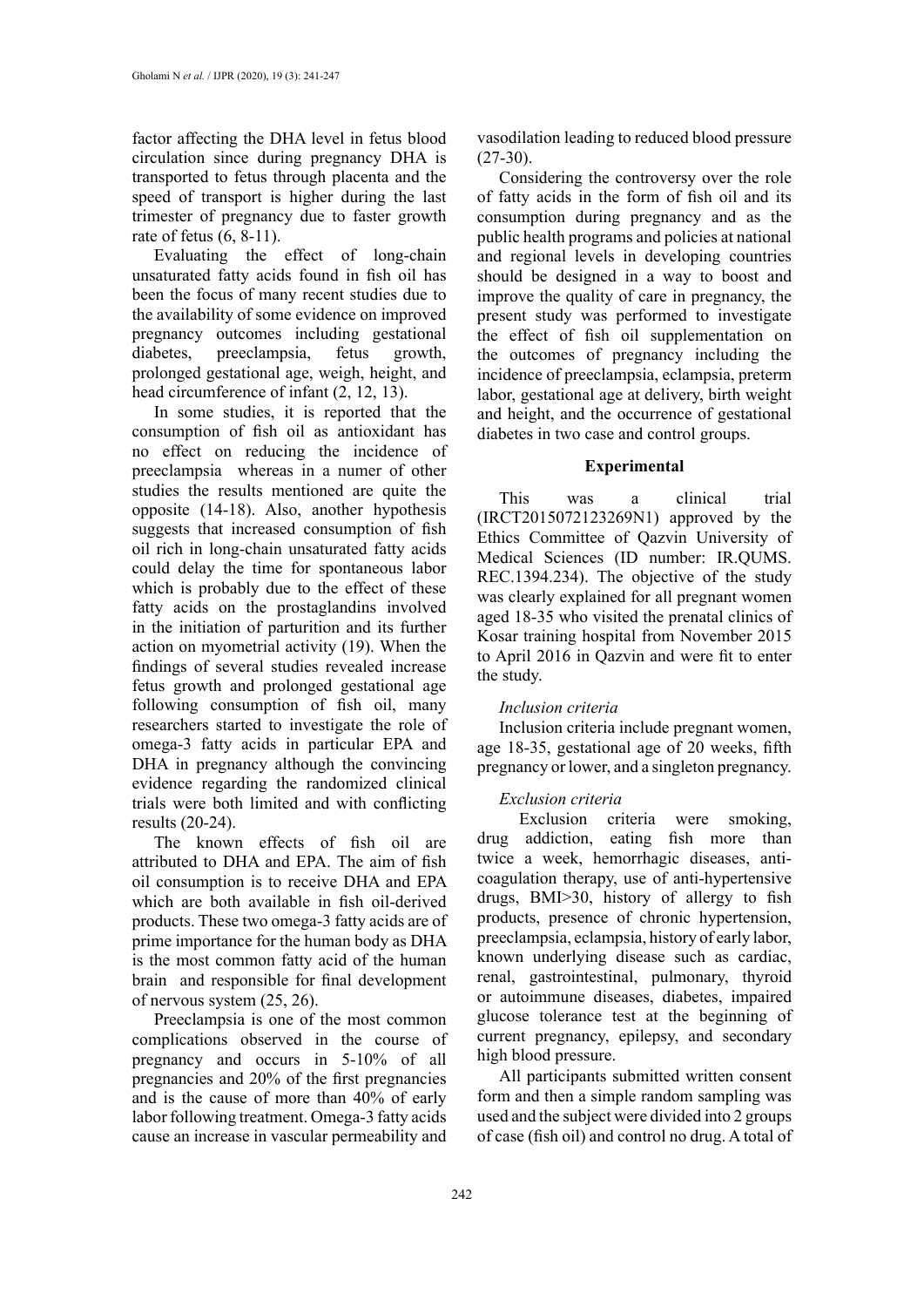factor affecting the DHA level in fetus blood circulation since during pregnancy DHA is transported to fetus through placenta and the speed of transport is higher during the last trimester of pregnancy due to faster growth rate of fetus (6, 8-11).

Evaluating the effect of long-chain unsaturated fatty acids found in fish oil has been the focus of many recent studies due to the availability of some evidence on improved pregnancy outcomes including gestational diabetes, preeclampsia, fetus growth, prolonged gestational age, weigh, height, and head circumference of infant (2, 12, 13).

In some studies, it is reported that the consumption of fish oil as antioxidant has no effect on reducing the incidence of preeclampsia whereas in a numer of other studies the results mentioned are quite the opposite (14-18). Also, another hypothesis suggests that increased consumption of fish oil rich in long-chain unsaturated fatty acids could delay the time for spontaneous labor which is probably due to the effect of these fatty acids on the prostaglandins involved in the initiation of parturition and its further action on myometrial activity (19). When the findings of several studies revealed increase fetus growth and prolonged gestational age following consumption of fish oil, many researchers started to investigate the role of omega-3 fatty acids in particular EPA and DHA in pregnancy although the convincing evidence regarding the randomized clinical trials were both limited and with conflicting results (20-24).

The known effects of fish oil are attributed to DHA and EPA. The aim of fish oil consumption is to receive DHA and EPA which are both available in fish oil-derived products. These two omega-3 fatty acids are of prime importance for the human body as DHA is the most common fatty acid of the human brain and responsible for final development of nervous system (25, 26).

Preeclampsia is one of the most common complications observed in the course of pregnancy and occurs in 5-10% of all pregnancies and 20% of the first pregnancies and is the cause of more than 40% of early labor following treatment. Omega-3 fatty acids cause an increase in vascular permeability and vasodilation leading to reduced blood pressure (27-30).

Considering the controversy over the role of fatty acids in the form of fish oil and its consumption during pregnancy and as the public health programs and policies at national and regional levels in developing countries should be designed in a way to boost and improve the quality of care in pregnancy, the present study was performed to investigate the effect of fish oil supplementation on the outcomes of pregnancy including the incidence of preeclampsia, eclampsia, preterm labor, gestational age at delivery, birth weight and height, and the occurrence of gestational diabetes in two case and control groups.

## Experimental

This was a clinical trial (IRCT2015072123269N1) approved by the Ethics Committee of Qazvin University of Medical Sciences (ID number: IR.QUMS.REC.1394.234). The objective of the study was clearly explained for all pregnant women aged 18-35 who visited the prenatal clinics of Kosar training hospital from November 2015 to April 2016 in Qazvin and were fit to enter the study.

### *Inclusion criteria*

Inclusion criteria include pregnant women, age 18-35, gestational age of 20 weeks, fifth pregnancy or lower, and a singleton pregnancy.

### *Exclusion criteria*

Exclusion criteria were smoking, drug addiction, eating fish more than twice a week, hemorrhagic diseases, anti-coagulation therapy, use of anti-hypertensive drugs, BMI>30, history of allergy to fish products, presence of chronic hypertension, preeclampsia, eclampsia, history of early labor, known underlying disease such as cardiac, renal, gastrointestinal, pulmonary, thyroid or autoimmune diseases, diabetes, impaired glucose tolerance test at the beginning of current pregnancy, epilepsy, and secondary high blood pressure.

All participants submitted written consent form and then a simple random sampling was used and the subject were divided into 2 groups of case (fish oil) and control no drug. A total of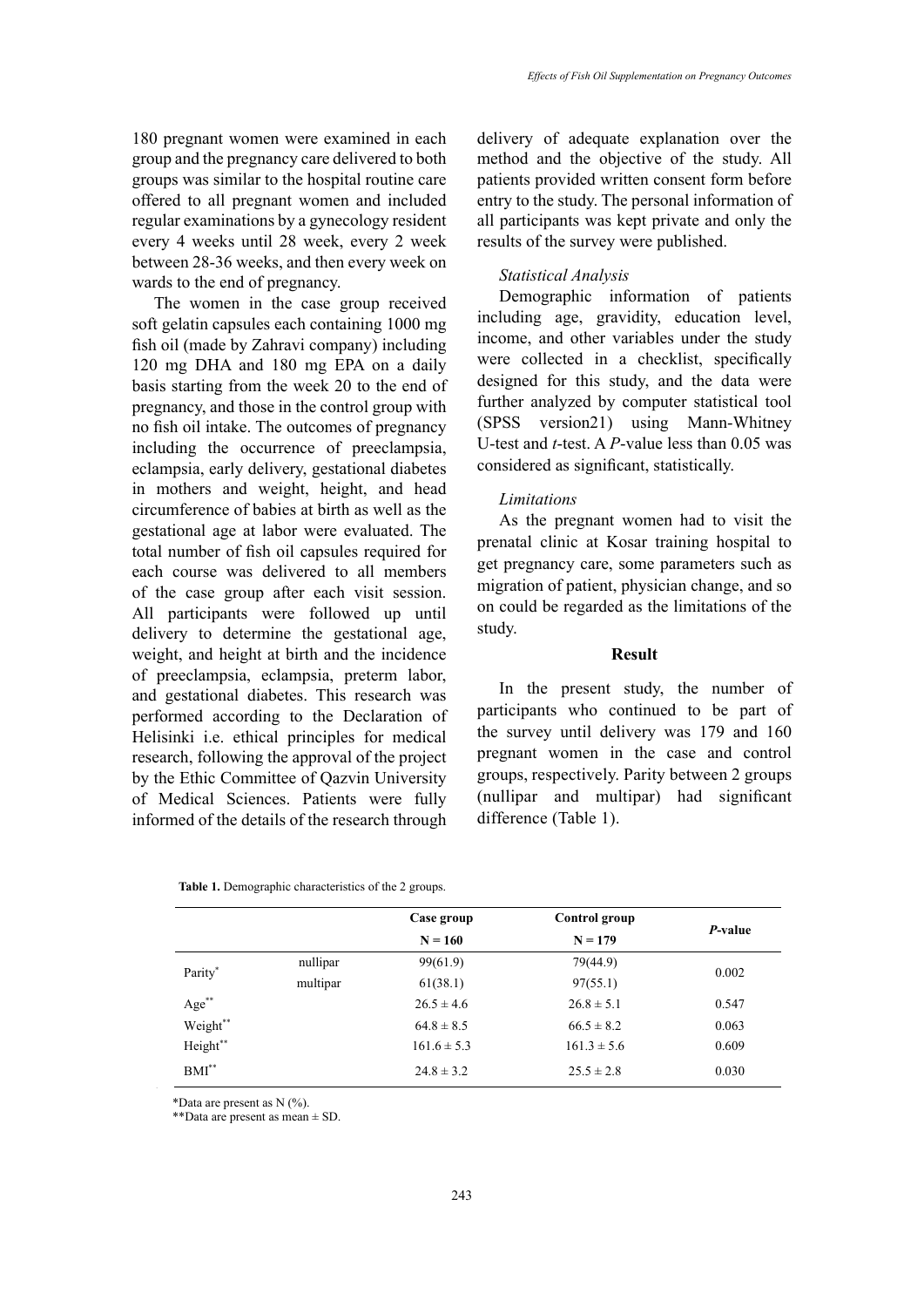180 pregnant women were examined in each group and the pregnancy care delivered to both groups was similar to the hospital routine care offered to all pregnant women and included regular examinations by a gynecology resident every 4 weeks until 28 week, every 2 week between 28-36 weeks, and then every week on wards to the end of pregnancy.

The women in the case group received soft gelatin capsules each containing 1000 mg fish oil (made by Zahravi company) including 120 mg DHA and 180 mg EPA on a daily basis starting from the week 20 to the end of pregnancy, and those in the control group with no fish oil intake. The outcomes of pregnancy including the occurrence of preeclampsia, eclampsia, early delivery, gestational diabetes in mothers and weight, height, and head circumference of babies at birth as well as the gestational age at labor were evaluated. The total number of fish oil capsules required for each course was delivered to all members of the case group after each visit session. All participants were followed up until delivery to determine the gestational age, weight, and height at birth and the incidence of preeclampsia, eclampsia, preterm labor, and gestational diabetes. This research was performed according to the Declaration of Helisinki i.e. ethical principles for medical research, following the approval of the project by the Ethic Committee of Qazvin University of Medical Sciences. Patients were fully informed of the details of the research through delivery of adequate explanation over the method and the objective of the study. All patients provided written consent form before entry to the study. The personal information of all participants was kept private and only the results of the survey were published.

*Statistical Analysis*

Demographic information of patients including age, gravidity, education level, income, and other variables under the study were collected in a checklist, specifically designed for this study, and the data were further analyzed by computer statistical tool (SPSS version21) using Mann-Whitney U-test and *t*-test. A *P*-value less than 0.05 was considered as significant, statistically.

*Limitations*

As the pregnant women had to visit the prenatal clinic at Kosar training hospital to get pregnancy care, some parameters such as migration of patient, physician change, and so on could be regarded as the limitations of the study.

## Result

In the present study, the number of participants who continued to be part of the survey until delivery was 179 and 160 pregnant women in the case and control groups, respectively. Parity between 2 groups (nullipar and multipar) had significant difference (Table 1).

**Table 1.** Demographic characteristics of the 2 groups.

| | | Case group N = 160 | Control group N = 179 | *P*-value |
|---|---|---|---|---|
| Parity* | nullipar | 99(61.9) | 79(44.9) | 0.002 |
| | multipar | 61(38.1) | 97(55.1) | |
| Age** | | 26.5 ± 4.6 | 26.8 ± 5.1 | 0.547 |
| Weight** | | 64.8 ± 8.5 | 66.5 ± 8.2 | 0.063 |
| Height** | | 161.6 ± 5.3 | 161.3 ± 5.6 | 0.609 |
| BMI** | | 24.8 ± 3.2 | 25.5 ± 2.8 | 0.030 |

*Data are present as N (%).
**Data are present as mean ± SD.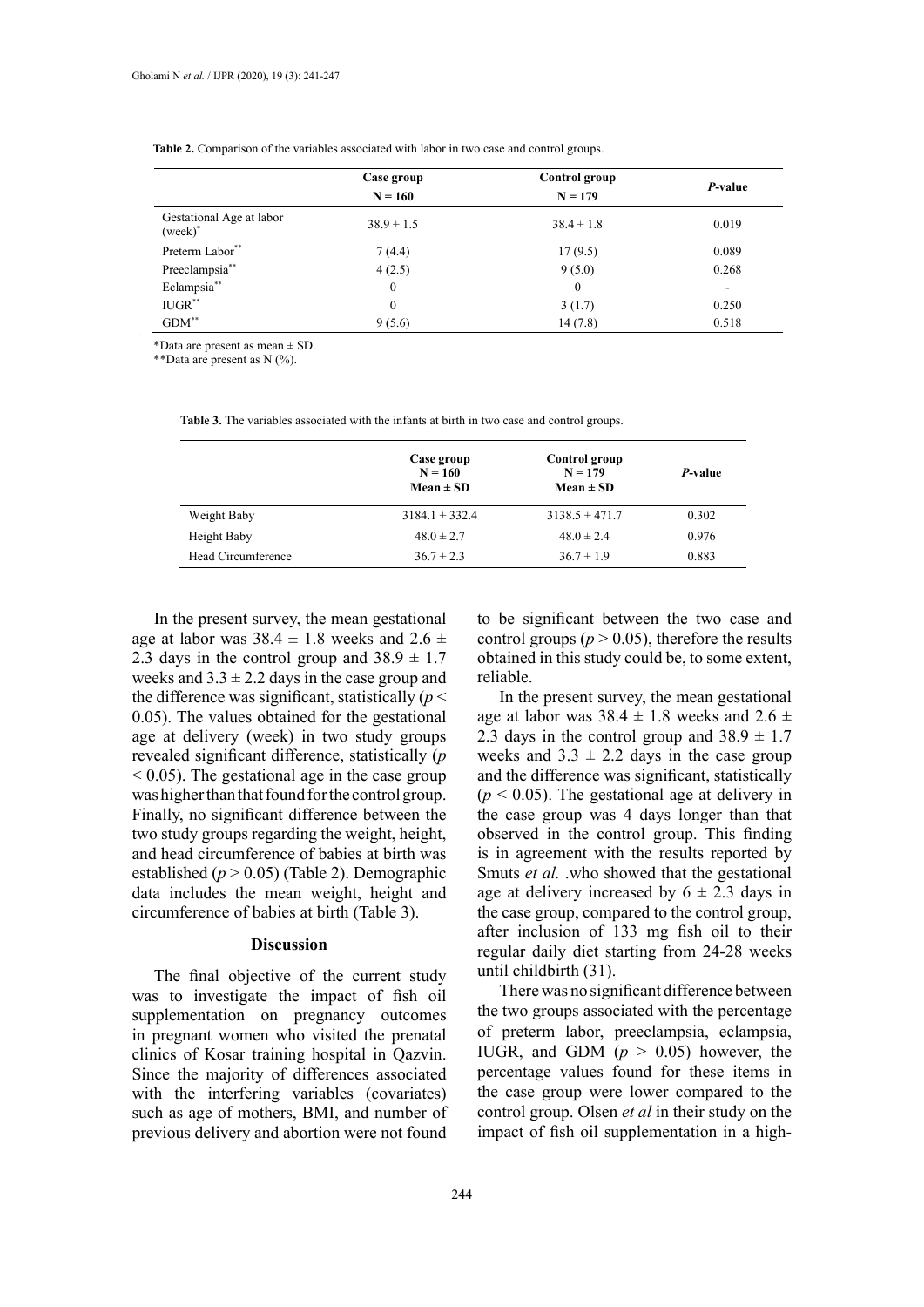**Table 2.** Comparison of the variables associated with labor in two case and control groups.

| | Case group N = 160 | Control group N = 179 | *P*-value |
|---|---|---|---|
| Gestational Age at labor (week)* | 38.9 ± 1.5 | 38.4 ± 1.8 | 0.019 |
| Preterm Labor** | 7 (4.4) | 17 (9.5) | 0.089 |
| Preeclampsia** | 4 (2.5) | 9 (5.0) | 0.268 |
| Eclampsia** | 0 | 0 | - |
| IUGR** | 0 | 3 (1.7) | 0.250 |
| GDM** | 9 (5.6) | 14 (7.8) | 0.518 |

*Data are present as mean ± SD.

**Data are present as N (%).

**Table 3.** The variables associated with the infants at birth in two case and control groups.

| | Case group N = 160 Mean ± SD | Control group N = 179 Mean ± SD | *P*-value |
|---|---|---|---|
| Weight Baby | 3184.1 ± 332.4 | 3138.5 ± 471.7 | 0.302 |
| Height Baby | 48.0 ± 2.7 | 48.0 ± 2.4 | 0.976 |
| Head Circumference | 36.7 ± 2.3 | 36.7 ± 1.9 | 0.883 |

In the present survey, the mean gestational age at labor was 38.4 ± 1.8 weeks and 2.6 ± 2.3 days in the control group and 38.9 ± 1.7 weeks and 3.3 ± 2.2 days in the case group and the difference was significant, statistically ($p < 0.05$). The values obtained for the gestational age at delivery (week) in two study groups revealed significant difference, statistically ($p < 0.05$). The gestational age in the case group was higher than that found for the control group. Finally, no significant difference between the two study groups regarding the weight, height, and head circumference of babies at birth was established ($p > 0.05$) (Table 2). Demographic data includes the mean weight, height and circumference of babies at birth (Table 3).

## Discussion

The final objective of the current study was to investigate the impact of fish oil supplementation on pregnancy outcomes in pregnant women who visited the prenatal clinics of Kosar training hospital in Qazvin. Since the majority of differences associated with the interfering variables (covariates) such as age of mothers, BMI, and number of previous delivery and abortion were not found to be significant between the two case and control groups ($p > 0.05$), therefore the results obtained in this study could be, to some extent, reliable.

In the present survey, the mean gestational age at labor was 38.4 ± 1.8 weeks and 2.6 ± 2.3 days in the control group and 38.9 ± 1.7 weeks and 3.3 ± 2.2 days in the case group and the difference was significant, statistically ($p < 0.05$). The gestational age at delivery in the case group was 4 days longer than that observed in the control group. This finding is in agreement with the results reported by Smuts *et al.* .who showed that the gestational age at delivery increased by 6 ± 2.3 days in the case group, compared to the control group, after inclusion of 133 mg fish oil to their regular daily diet starting from 24-28 weeks until childbirth (31).

There was no significant difference between the two groups associated with the percentage of preterm labor, preeclampsia, eclampsia, IUGR, and GDM ($p > 0.05$) however, the percentage values found for these items in the case group were lower compared to the control group. Olsen *et al* in their study on the impact of fish oil supplementation in a high-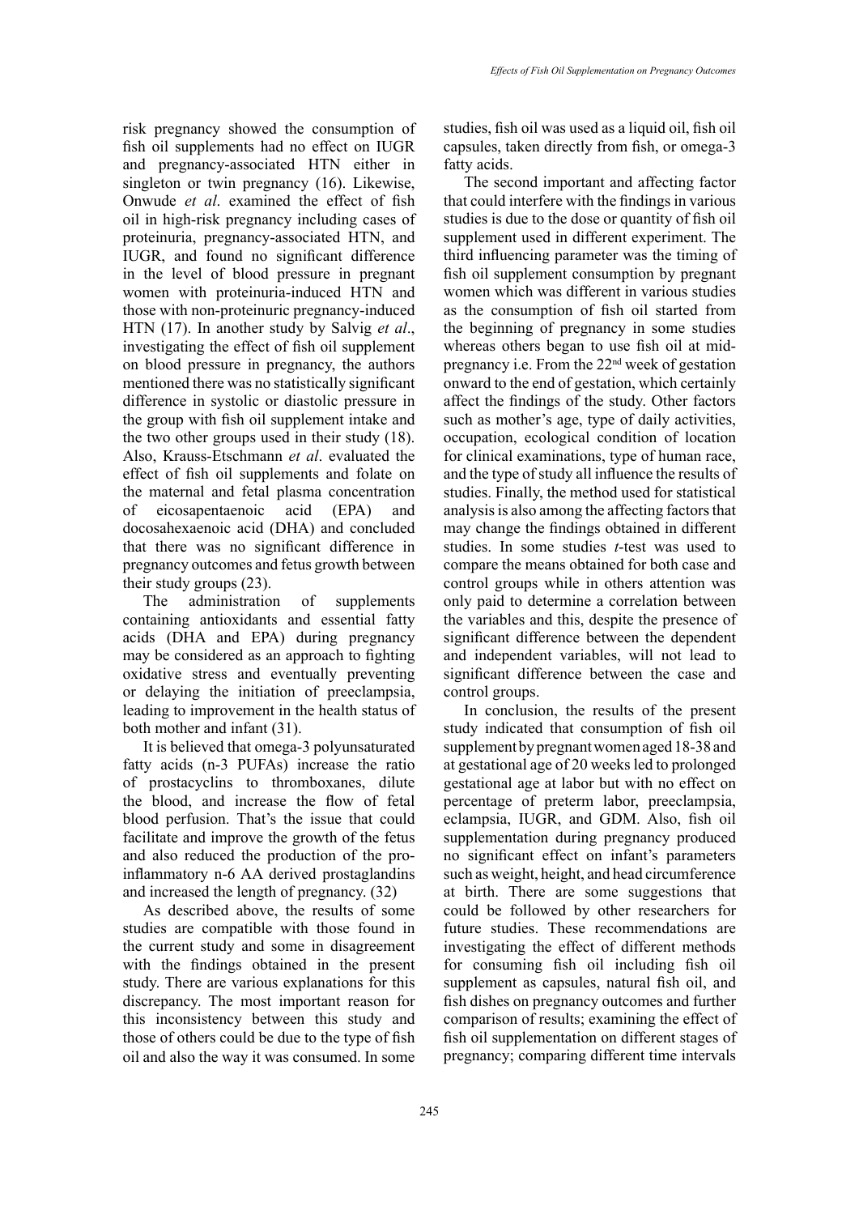risk pregnancy showed the consumption of fish oil supplements had no effect on IUGR and pregnancy-associated HTN either in singleton or twin pregnancy (16). Likewise, Onwude *et al*. examined the effect of fish oil in high-risk pregnancy including cases of proteinuria, pregnancy-associated HTN, and IUGR, and found no significant difference in the level of blood pressure in pregnant women with proteinuria-induced HTN and those with non-proteinuric pregnancy-induced HTN (17). In another study by Salvig *et al*., investigating the effect of fish oil supplement on blood pressure in pregnancy, the authors mentioned there was no statistically significant difference in systolic or diastolic pressure in the group with fish oil supplement intake and the two other groups used in their study (18). Also, Krauss-Etschmann *et al*. evaluated the effect of fish oil supplements and folate on the maternal and fetal plasma concentration of eicosapentaenoic acid (EPA) and docosahexaenoic acid (DHA) and concluded that there was no significant difference in pregnancy outcomes and fetus growth between their study groups (23).

The administration of supplements containing antioxidants and essential fatty acids (DHA and EPA) during pregnancy may be considered as an approach to fighting oxidative stress and eventually preventing or delaying the initiation of preeclampsia, leading to improvement in the health status of both mother and infant (31).

It is believed that omega-3 polyunsaturated fatty acids (n-3 PUFAs) increase the ratio of prostacyclins to thromboxanes, dilute the blood, and increase the flow of fetal blood perfusion. That's the issue that could facilitate and improve the growth of the fetus and also reduced the production of the pro-inflammatory n-6 AA derived prostaglandins and increased the length of pregnancy. (32)

As described above, the results of some studies are compatible with those found in the current study and some in disagreement with the findings obtained in the present study. There are various explanations for this discrepancy. The most important reason for this inconsistency between this study and those of others could be due to the type of fish oil and also the way it was consumed. In some studies, fish oil was used as a liquid oil, fish oil capsules, taken directly from fish, or omega-3 fatty acids.

The second important and affecting factor that could interfere with the findings in various studies is due to the dose or quantity of fish oil supplement used in different experiment. The third influencing parameter was the timing of fish oil supplement consumption by pregnant women which was different in various studies as the consumption of fish oil started from the beginning of pregnancy in some studies whereas others began to use fish oil at mid-pregnancy i.e. From the 22nd week of gestation onward to the end of gestation, which certainly affect the findings of the study. Other factors such as mother's age, type of daily activities, occupation, ecological condition of location for clinical examinations, type of human race, and the type of study all influence the results of studies. Finally, the method used for statistical analysis is also among the affecting factors that may change the findings obtained in different studies. In some studies *t*-test was used to compare the means obtained for both case and control groups while in others attention was only paid to determine a correlation between the variables and this, despite the presence of significant difference between the dependent and independent variables, will not lead to significant difference between the case and control groups.

In conclusion, the results of the present study indicated that consumption of fish oil supplement by pregnant women aged 18-38 and at gestational age of 20 weeks led to prolonged gestational age at labor but with no effect on percentage of preterm labor, preeclampsia, eclampsia, IUGR, and GDM. Also, fish oil supplementation during pregnancy produced no significant effect on infant's parameters such as weight, height, and head circumference at birth. There are some suggestions that could be followed by other researchers for future studies. These recommendations are investigating the effect of different methods for consuming fish oil including fish oil supplement as capsules, natural fish oil, and fish dishes on pregnancy outcomes and further comparison of results; examining the effect of fish oil supplementation on different stages of pregnancy; comparing different time intervals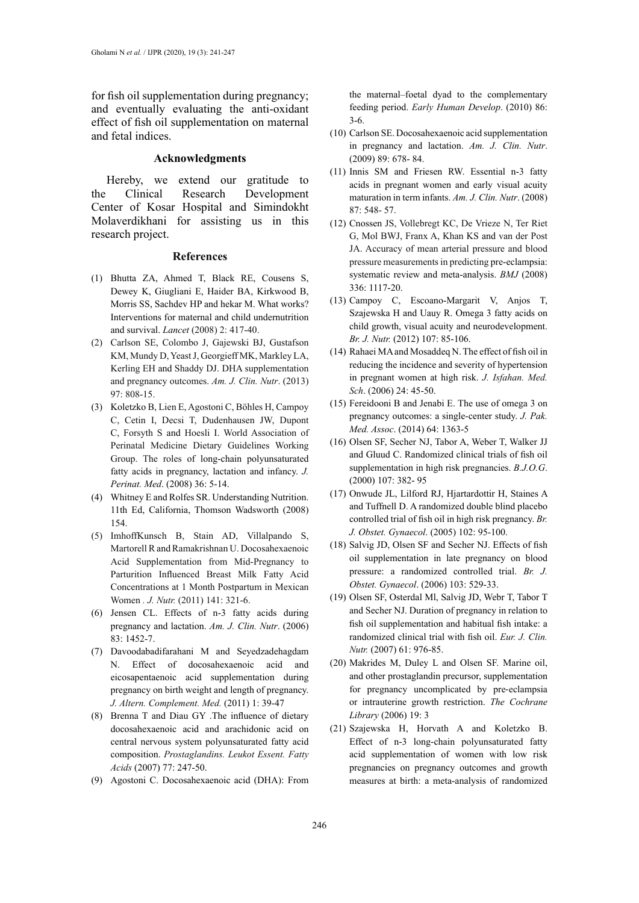for fish oil supplementation during pregnancy; and eventually evaluating the anti-oxidant effect of fish oil supplementation on maternal and fetal indices.

## Acknowledgments

Hereby, we extend our gratitude to the Clinical Research Development Center of Kosar Hospital and Simindokht Molaverdikhani for assisting us in this research project.

## References

(1) Bhutta ZA, Ahmed T, Black RE, Cousens S, Dewey K, Giugliani E, Haider BA, Kirkwood B, Morris SS, Sachdev HP and hekar M. What works? Interventions for maternal and child undernutrition and survival. *Lancet* (2008) 2: 417-40.

(2) Carlson SE, Colombo J, Gajewski BJ, Gustafson KM, Mundy D, Yeast J, Georgieff MK, Markley LA, Kerling EH and Shaddy DJ. DHA supplementation and pregnancy outcomes. *Am. J. Clin. Nutr*. (2013) 97: 808-15.

(3) Koletzko B, Lien E, Agostoni C, Böhles H, Campoy C, Cetin I, Decsi T, Dudenhausen JW, Dupont C, Forsyth S and Hoesli I. World Association of Perinatal Medicine Dietary Guidelines Working Group. The roles of long-chain polyunsaturated fatty acids in pregnancy, lactation and infancy. *J. Perinat. Med*. (2008) 36: 5-14.

(4) Whitney E and Rolfes SR. Understanding Nutrition. 11th Ed, California, Thomson Wadsworth (2008) 154.

(5) ImhoffKunsch B, Stain AD, Villalpando S, Martorell R and Ramakrishnan U. Docosahexaenoic Acid Supplementation from Mid-Pregnancy to Parturition Influenced Breast Milk Fatty Acid Concentrations at 1 Month Postpartum in Mexican Women . *J. Nutr.* (2011) 141: 321-6.

(6) Jensen CL. Effects of n-3 fatty acids during pregnancy and lactation. *Am. J. Clin. Nutr*. (2006) 83: 1452-7.

(7) Davoodabadifarahani M and Seyedzadehagdam N. Effect of docosahexaenoic acid and eicosapentaenoic acid supplementation during pregnancy on birth weight and length of pregnancy. *J. Altern. Complement. Med.* (2011) 1: 39-47

(8) Brenna T and Diau GY .The influence of dietary docosahexaenoic acid and arachidonic acid on central nervous system polyunsaturated fatty acid composition. *Prostaglandins. Leukot Essent. Fatty Acids* (2007) 77: 247-50.

(9) Agostoni C. Docosahexaenoic acid (DHA): From the maternal–foetal dyad to the complementary feeding period. *Early Human Develop*. (2010) 86: 3-6.

(10) Carlson SE. Docosahexaenoic acid supplementation in pregnancy and lactation. *Am. J. Clin. Nutr*. (2009) 89: 678- 84.

(11) Innis SM and Friesen RW. Essential n-3 fatty acids in pregnant women and early visual acuity maturation in term infants. *Am. J. Clin. Nutr*. (2008) 87: 548- 57.

(12) Cnossen JS, Vollebregt KC, De Vrieze N, Ter Riet G, Mol BWJ, Franx A, Khan KS and van der Post JA. Accuracy of mean arterial pressure and blood pressure measurements in predicting pre-eclampsia: systematic review and meta-analysis. *BMJ* (2008) 336: 1117-20.

(13) Campoy C, Escoano-Margarit V, Anjos T, Szajewska H and Uauy R. Omega 3 fatty acids on child growth, visual acuity and neurodevelopment. *Br. J. Nutr.* (2012) 107: 85-106.

(14) Rahaei MA and Mosaddeq N. The effect of fish oil in reducing the incidence and severity of hypertension in pregnant women at high risk. *J. Isfahan. Med. Sch*. (2006) 24: 45-50.

(15) Fereidooni B and Jenabi E. The use of omega 3 on pregnancy outcomes: a single-center study. *J. Pak. Med. Assoc*. (2014) 64: 1363-5

(16) Olsen SF, Secher NJ, Tabor A, Weber T, Walker JJ and Gluud C. Randomized clinical trials of fish oil supplementation in high risk pregnancies. *B.J.O.G*. (2000) 107: 382- 95

(17) Onwude JL, Lilford RJ, Hjartardottir H, Staines A and Tuffnell D. A randomized double blind placebo controlled trial of fish oil in high risk pregnancy. *Br. J. Obstet. Gynaecol*. (2005) 102: 95-100.

(18) Salvig JD, Olsen SF and Secher NJ. Effects of fish oil supplementation in late pregnancy on blood pressure: a randomized controlled trial. *Br. J. Obstet. Gynaecol*. (2006) 103: 529-33.

(19) Olsen SF, Osterdal Ml, Salvig JD, Webr T, Tabor T and Secher NJ. Duration of pregnancy in relation to fish oil supplementation and habitual fish intake: a randomized clinical trial with fish oil. *Eur. J. Clin. Nutr.* (2007) 61: 976-85.

(20) Makrides M, Duley L and Olsen SF. Marine oil, and other prostaglandin precursor, supplementation for pregnancy uncomplicated by pre-eclampsia or intrauterine growth restriction. *The Cochrane Library* (2006) 19: 3

(21) Szajewska H, Horvath A and Koletzko B. Effect of n-3 long-chain polyunsaturated fatty acid supplementation of women with low risk pregnancies on pregnancy outcomes and growth measures at birth: a meta-analysis of randomized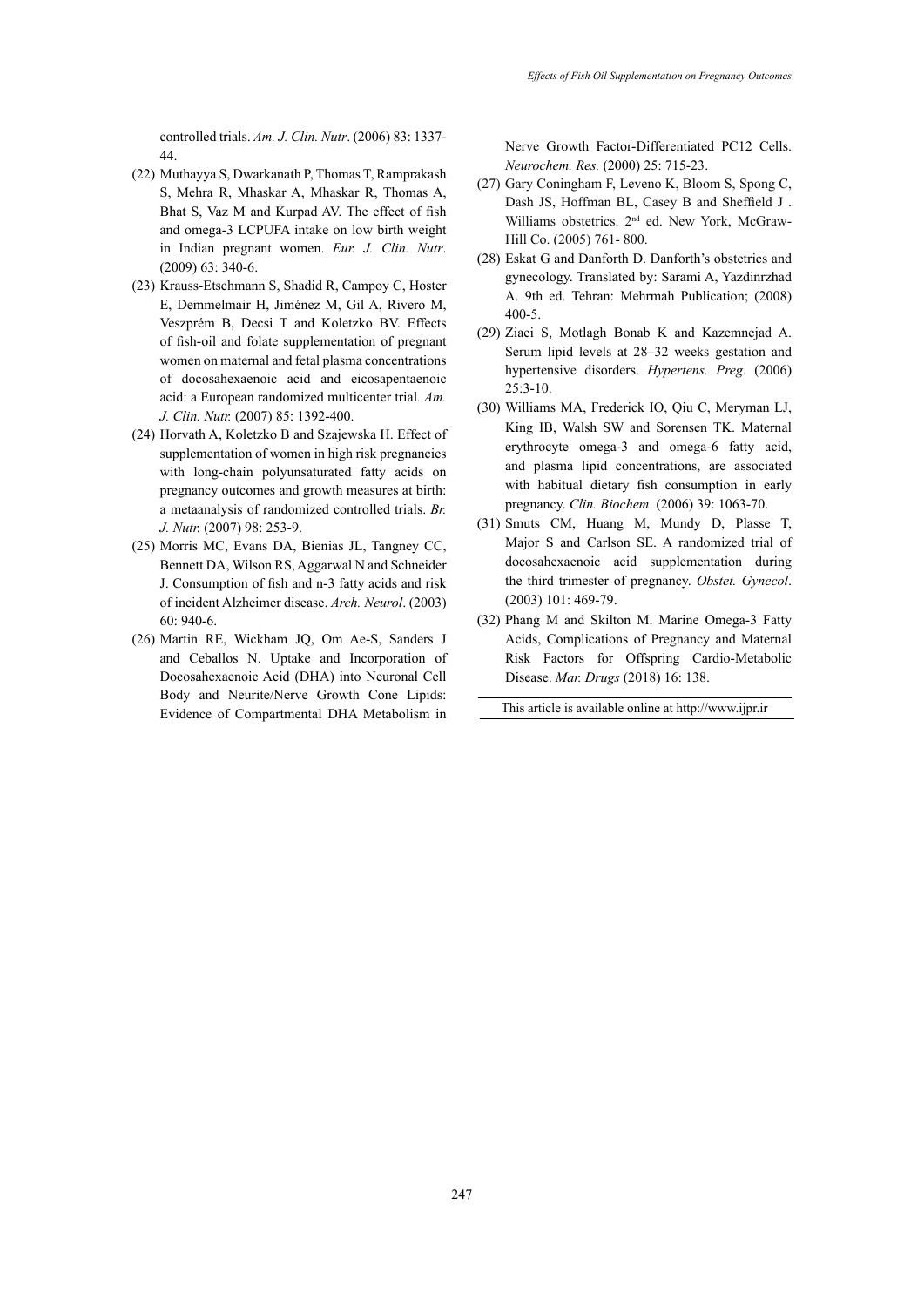controlled trials. *Am. J. Clin. Nutr*. (2006) 83: 1337-44.

(22) Muthayya S, Dwarkanath P, Thomas T, Ramprakash S, Mehra R, Mhaskar A, Mhaskar R, Thomas A, Bhat S, Vaz M and Kurpad AV. The effect of fish and omega-3 LCPUFA intake on low birth weight in Indian pregnant women. *Eur. J. Clin. Nutr*. (2009) 63: 340-6.

(23) Krauss-Etschmann S, Shadid R, Campoy C, Hoster E, Demmelmair H, Jiménez M, Gil A, Rivero M, Veszprém B, Decsi T and Koletzko BV. Effects of fish-oil and folate supplementation of pregnant women on maternal and fetal plasma concentrations of docosahexaenoic acid and eicosapentaenoic acid: a European randomized multicenter trial*. Am. J. Clin. Nutr.* (2007) 85: 1392-400.

(24) Horvath A, Koletzko B and Szajewska H. Effect of supplementation of women in high risk pregnancies with long-chain polyunsaturated fatty acids on pregnancy outcomes and growth measures at birth: a metaanalysis of randomized controlled trials. *Br. J. Nutr.* (2007) 98: 253-9.

(25) Morris MC, Evans DA, Bienias JL, Tangney CC, Bennett DA, Wilson RS, Aggarwal N and Schneider J. Consumption of fish and n-3 fatty acids and risk of incident Alzheimer disease. *Arch. Neurol*. (2003) 60: 940-6.

(26) Martin RE, Wickham JQ, Om Ae-S, Sanders J and Ceballos N. Uptake and Incorporation of Docosahexaenoic Acid (DHA) into Neuronal Cell Body and Neurite/Nerve Growth Cone Lipids: Evidence of Compartmental DHA Metabolism in Nerve Growth Factor-Differentiated PC12 Cells. *Neurochem. Res.* (2000) 25: 715-23.

(27) Gary Coningham F, Leveno K, Bloom S, Spong C, Dash JS, Hoffman BL, Casey B and Sheffield J . Williams obstetrics. 2nd ed. New York, McGraw-Hill Co. (2005) 761- 800.

(28) Eskat G and Danforth D. Danforth's obstetrics and gynecology. Translated by: Sarami A, Yazdinrzhad A. 9th ed. Tehran: Mehrmah Publication; (2008) 400-5.

(29) Ziaei S, Motlagh Bonab K and Kazemnejad A. Serum lipid levels at 28–32 weeks gestation and hypertensive disorders. *Hypertens. Preg*. (2006) 25:3-10.

(30) Williams MA, Frederick IO, Qiu C, Meryman LJ, King IB, Walsh SW and Sorensen TK. Maternal erythrocyte omega-3 and omega-6 fatty acid, and plasma lipid concentrations, are associated with habitual dietary fish consumption in early pregnancy. *Clin. Biochem*. (2006) 39: 1063-70.

(31) Smuts CM, Huang M, Mundy D, Plasse T, Major S and Carlson SE. A randomized trial of docosahexaenoic acid supplementation during the third trimester of pregnancy. *Obstet. Gynecol*. (2003) 101: 469-79.

(32) Phang M and Skilton M. Marine Omega-3 Fatty Acids, Complications of Pregnancy and Maternal Risk Factors for Offspring Cardio-Metabolic Disease. *Mar. Drugs* (2018) 16: 138.

This article is available online at http://www.ijpr.ir